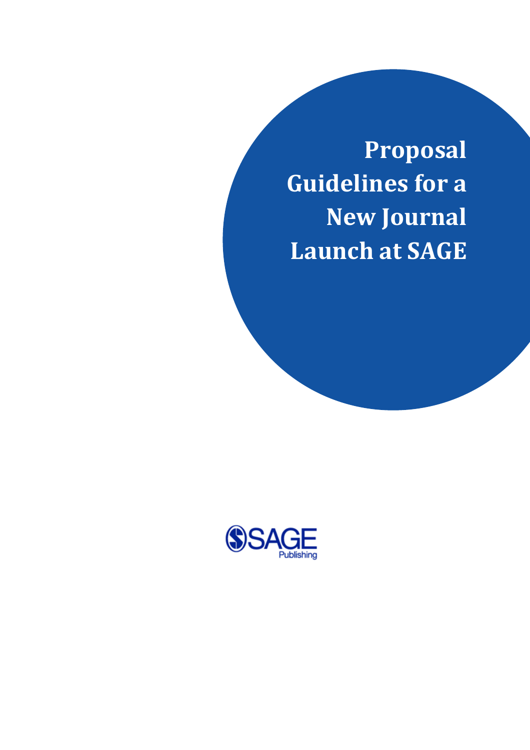# Proposal Guidelines for a New Journal Launch at SAGE

SAGE Publishing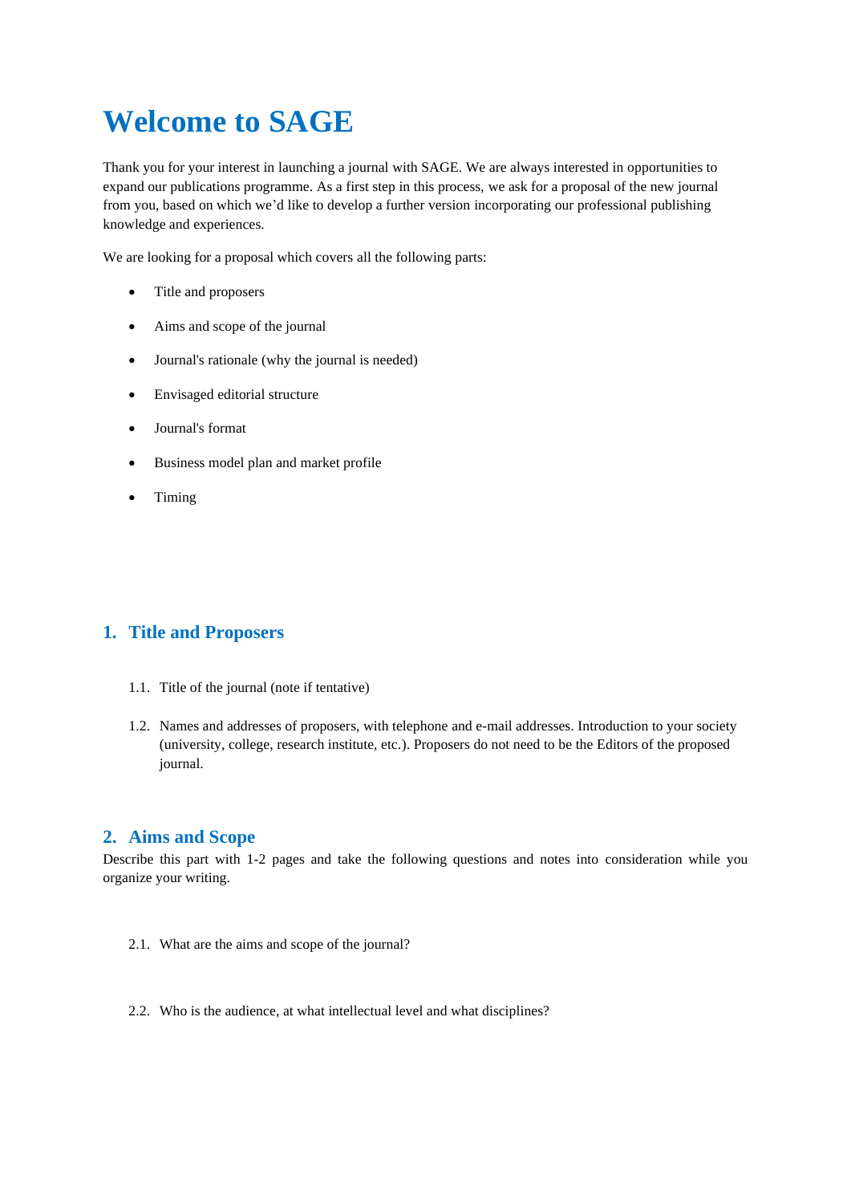# Welcome to SAGE

Thank you for your interest in launching a journal with SAGE. We are always interested in opportunities to expand our publications programme. As a first step in this process, we ask for a proposal of the new journal from you, based on which we'd like to develop a further version incorporating our professional publishing knowledge and experiences.

We are looking for a proposal which covers all the following parts:

- Title and proposers
- Aims and scope of the journal
- Journal's rationale (why the journal is needed)
- Envisaged editorial structure
- Journal's format
- Business model plan and market profile
- Timing

## 1. Title and Proposers

1.1. Title of the journal (note if tentative)

1.2. Names and addresses of proposers, with telephone and e-mail addresses. Introduction to your society (university, college, research institute, etc.). Proposers do not need to be the Editors of the proposed journal.

## 2. Aims and Scope

Describe this part with 1-2 pages and take the following questions and notes into consideration while you organize your writing.

2.1. What are the aims and scope of the journal?

2.2. Who is the audience, at what intellectual level and what disciplines?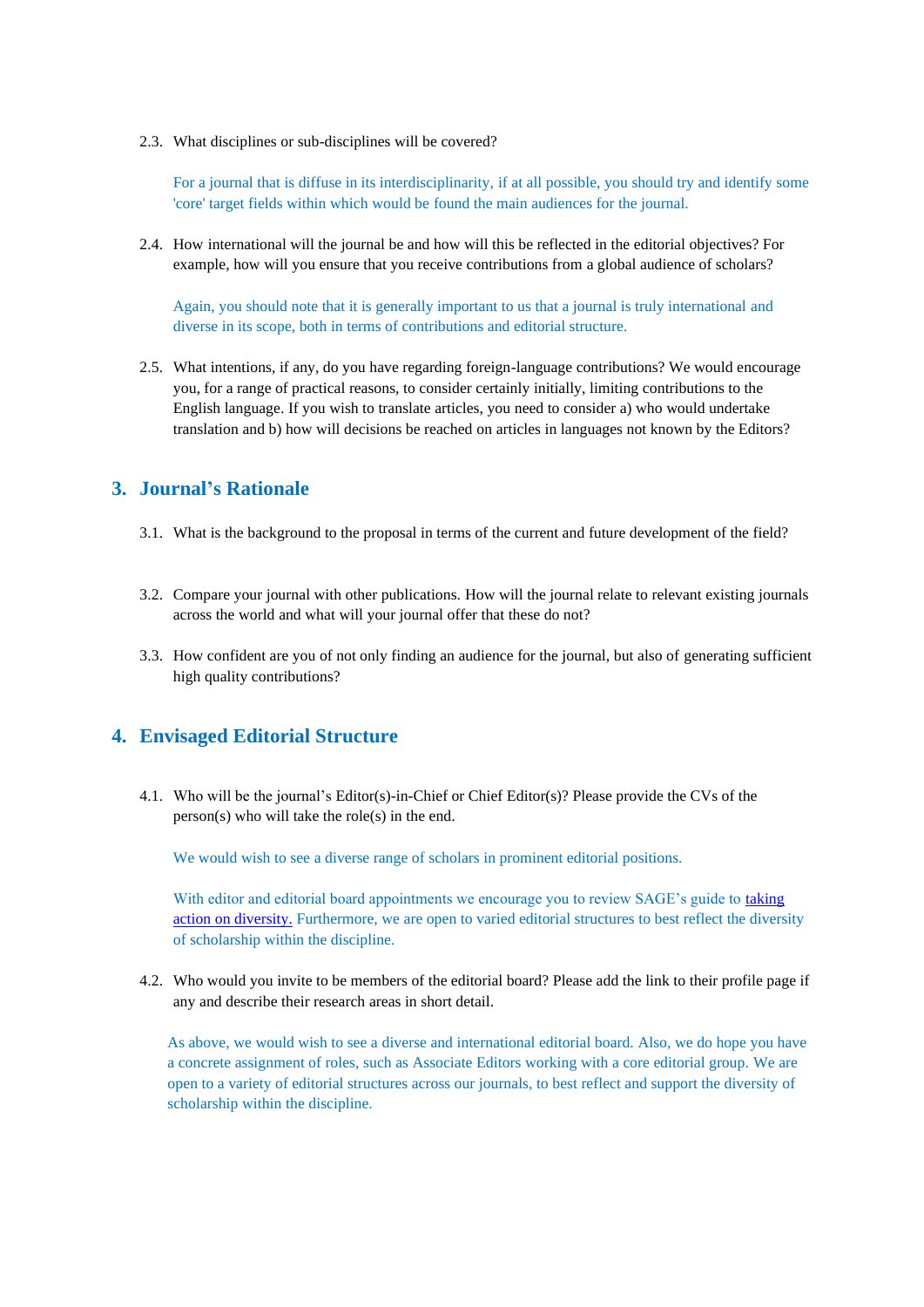2.3. What disciplines or sub-disciplines will be covered?

For a journal that is diffuse in its interdisciplinarity, if at all possible, you should try and identify some 'core' target fields within which would be found the main audiences for the journal.

2.4. How international will the journal be and how will this be reflected in the editorial objectives? For example, how will you ensure that you receive contributions from a global audience of scholars?

Again, you should note that it is generally important to us that a journal is truly international and diverse in its scope, both in terms of contributions and editorial structure.

2.5. What intentions, if any, do you have regarding foreign-language contributions? We would encourage you, for a range of practical reasons, to consider certainly initially, limiting contributions to the English language. If you wish to translate articles, you need to consider a) who would undertake translation and b) how will decisions be reached on articles in languages not known by the Editors?

## 3. Journal's Rationale

3.1. What is the background to the proposal in terms of the current and future development of the field?

3.2. Compare your journal with other publications. How will the journal relate to relevant existing journals across the world and what will your journal offer that these do not?

3.3. How confident are you of not only finding an audience for the journal, but also of generating sufficient high quality contributions?

## 4. Envisaged Editorial Structure

4.1. Who will be the journal's Editor(s)-in-Chief or Chief Editor(s)? Please provide the CVs of the person(s) who will take the role(s) in the end.

We would wish to see a diverse range of scholars in prominent editorial positions.

With editor and editorial board appointments we encourage you to review SAGE's guide to taking action on diversity. Furthermore, we are open to varied editorial structures to best reflect the diversity of scholarship within the discipline.

4.2. Who would you invite to be members of the editorial board? Please add the link to their profile page if any and describe their research areas in short detail.

As above, we would wish to see a diverse and international editorial board. Also, we do hope you have a concrete assignment of roles, such as Associate Editors working with a core editorial group. We are open to a variety of editorial structures across our journals, to best reflect and support the diversity of scholarship within the discipline.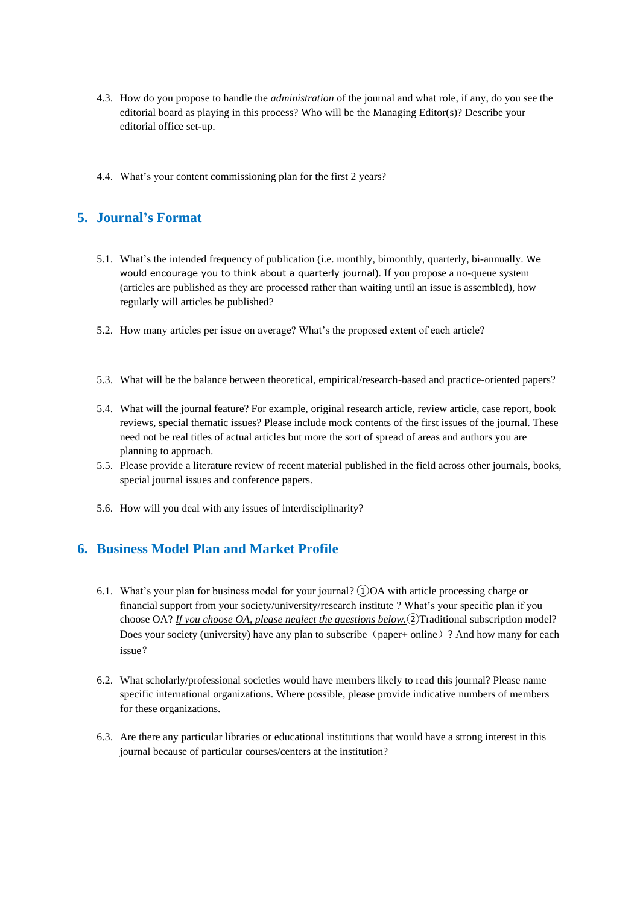4.3. How do you propose to handle the ***administration*** of the journal and what role, if any, do you see the editorial board as playing in this process? Who will be the Managing Editor(s)? Describe your editorial office set-up.

4.4. What's your content commissioning plan for the first 2 years?

## 5. Journal's Format

5.1. What's the intended frequency of publication (i.e. monthly, bimonthly, quarterly, bi-annually. We would encourage you to think about a quarterly journal). If you propose a no-queue system (articles are published as they are processed rather than waiting until an issue is assembled), how regularly will articles be published?

5.2. How many articles per issue on average? What's the proposed extent of each article?

5.3. What will be the balance between theoretical, empirical/research-based and practice-oriented papers?

5.4. What will the journal feature? For example, original research article, review article, case report, book reviews, special thematic issues? Please include mock contents of the first issues of the journal. These need not be real titles of actual articles but more the sort of spread of areas and authors you are planning to approach.

5.5. Please provide a literature review of recent material published in the field across other journals, books, special journal issues and conference papers.

5.6. How will you deal with any issues of interdisciplinarity?

## 6. Business Model Plan and Market Profile

6.1. What's your plan for business model for your journal? ①OA with article processing charge or financial support from your society/university/research institute ? What's your specific plan if you choose OA? *If you choose OA, please neglect the questions below.*②Traditional subscription model? Does your society (university) have any plan to subscribe（paper+ online）? And how many for each issue？

6.2. What scholarly/professional societies would have members likely to read this journal? Please name specific international organizations. Where possible, please provide indicative numbers of members for these organizations.

6.3. Are there any particular libraries or educational institutions that would have a strong interest in this journal because of particular courses/centers at the institution?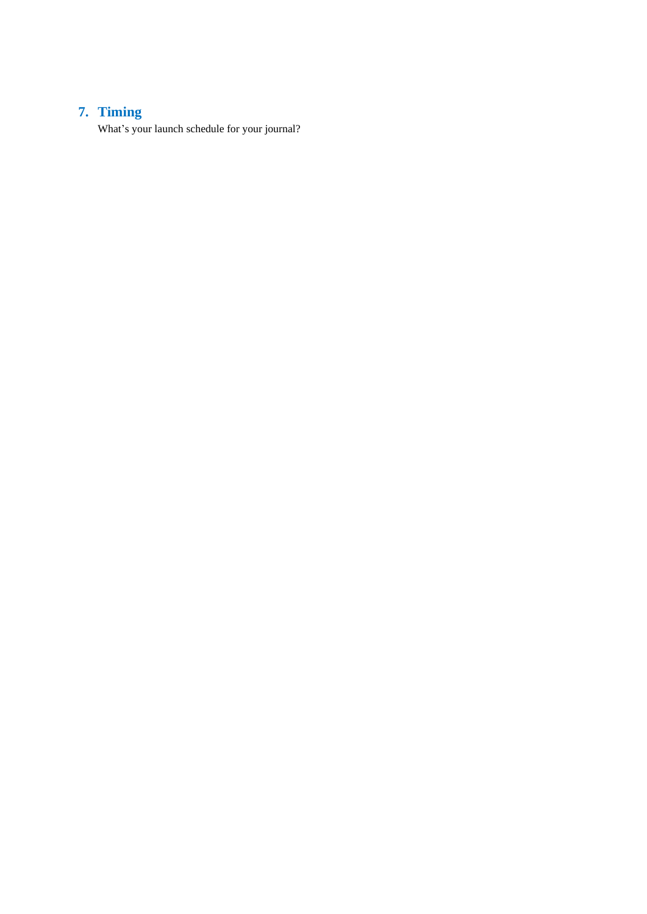## 7. Timing

What's your launch schedule for your journal?